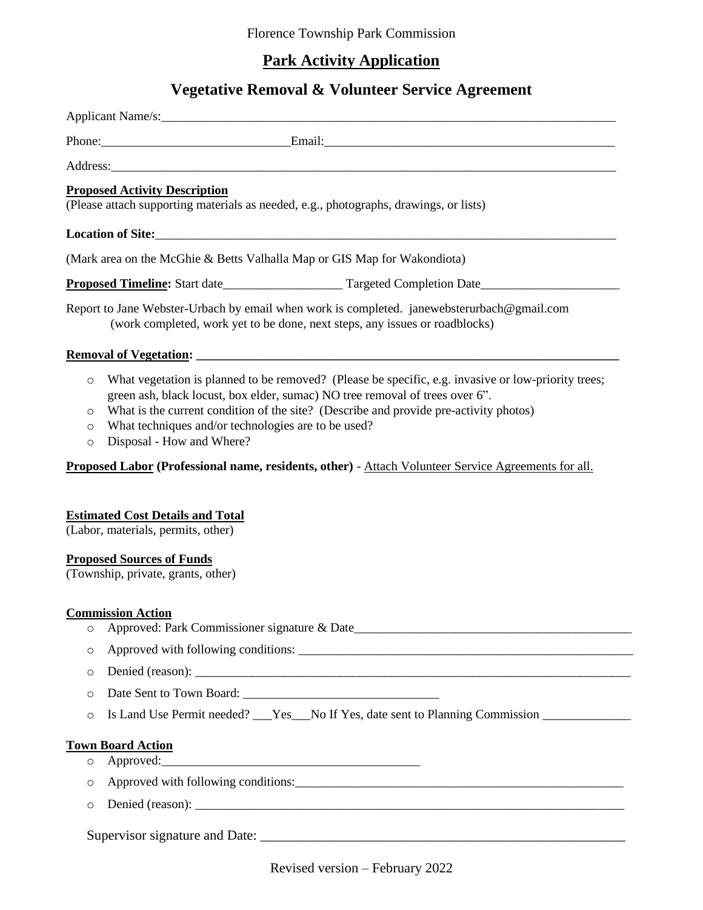Florence Township Park Commission

# Park Activity Application

## Vegetative Removal & Volunteer Service Agreement

Applicant Name/s:_______________________________________________________________________

Phone:_____________________________Email:_____________________________________________

Address:__________________________________________________________________________

**Proposed Activity Description**
(Please attach supporting materials as needed, e.g., photographs, drawings, or lists)

**Location of Site:**_______________________________________________________________________

(Mark area on the McGhie & Betts Valhalla Map or GIS Map for Wakondiota)

**Proposed Timeline:** Start date__________________ Targeted Completion Date_____________________

Report to Jane Webster-Urbach by email when work is completed. janewebsterurbach@gmail.com
(work completed, work yet to be done, next steps, any issues or roadblocks)

**Removal of Vegetation: ___________________________________________________________________**

- What vegetation is planned to be removed? (Please be specific, e.g. invasive or low-priority trees; green ash, black locust, box elder, sumac) NO tree removal of trees over 6".
- What is the current condition of the site? (Describe and provide pre-activity photos)
- What techniques and/or technologies are to be used?
- Disposal - How and Where?

**Proposed Labor (Professional name, residents, other)** - Attach Volunteer Service Agreements for all.

**Estimated Cost Details and Total**
(Labor, materials, permits, other)

**Proposed Sources of Funds**
(Township, private, grants, other)

**Commission Action**

- Approved: Park Commissioner signature & Date_____________________________________________
- Approved with following conditions: ______________________________________________________
- Denied (reason): _____________________________________________________________________
- Date Sent to Town Board: _____________________________
- Is Land Use Permit needed? ___Yes___No If Yes, date sent to Planning Commission _____________

**Town Board Action**

- Approved:_________________________________________
- Approved with following conditions:_____________________________________________________
- Denied (reason): _____________________________________________________________________

Supervisor signature and Date: _______________________________________________________

Revised version – February 2022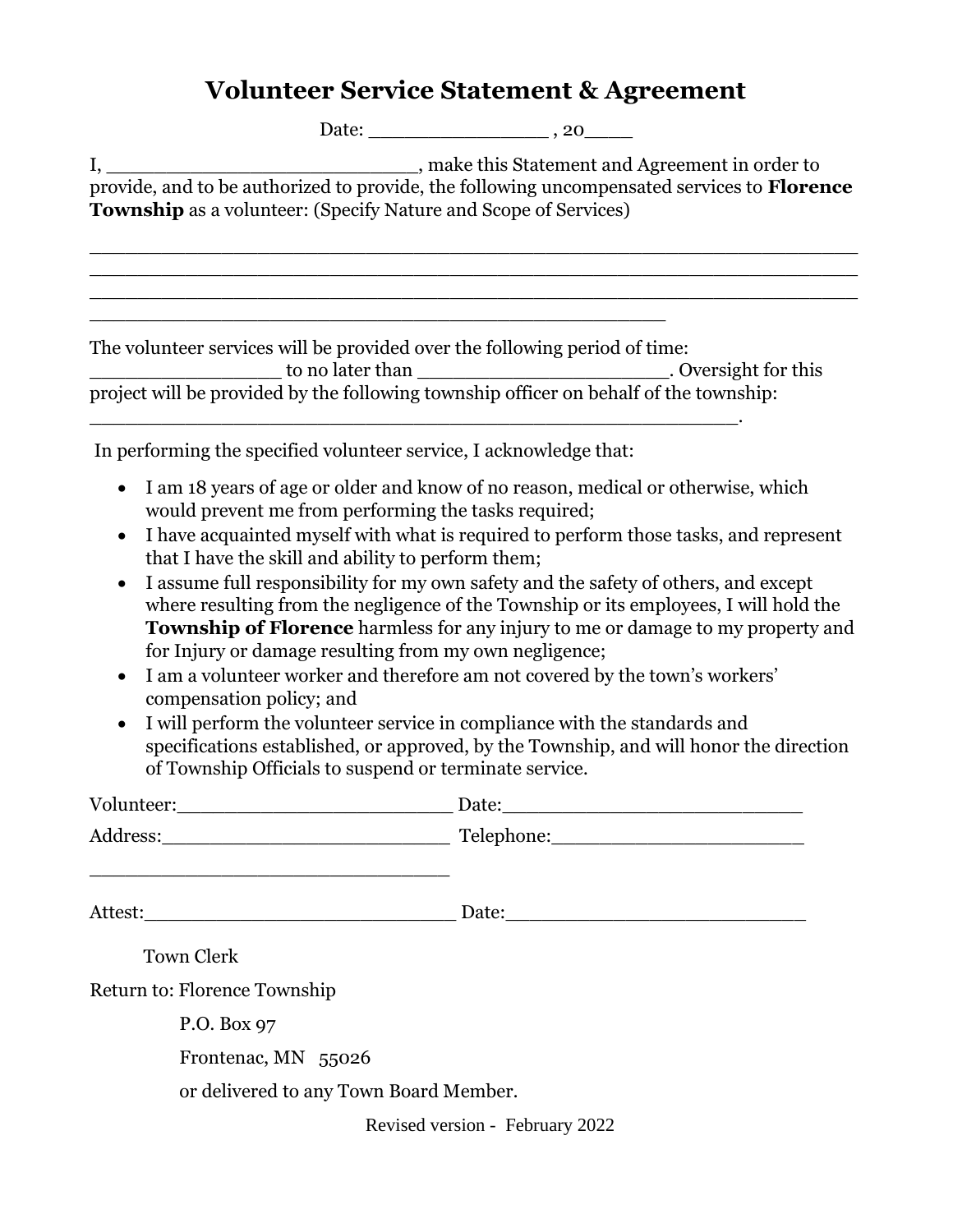# Volunteer Service Statement & Agreement

Date: _______________ , 20____

I, __________________________, make this Statement and Agreement in order to provide, and to be authorized to provide, the following uncompensated services to **Florence Township** as a volunteer: (Specify Nature and Scope of Services)

_______________________________________________________________
_______________________________________________________________
_______________________________________________________________
________________________________________________

The volunteer services will be provided over the following period of time: ________________ to no later than _____________________. Oversight for this project will be provided by the following township officer on behalf of the township: ______________________________________________________.

In performing the specified volunteer service, I acknowledge that:

- I am 18 years of age or older and know of no reason, medical or otherwise, which would prevent me from performing the tasks required;
- I have acquainted myself with what is required to perform those tasks, and represent that I have the skill and ability to perform them;
- I assume full responsibility for my own safety and the safety of others, and except where resulting from the negligence of the Township or its employees, I will hold the **Township of Florence** harmless for any injury to me or damage to my property and for Injury or damage resulting from my own negligence;
- I am a volunteer worker and therefore am not covered by the town's workers' compensation policy; and
- I will perform the volunteer service in compliance with the standards and specifications established, or approved, by the Township, and will honor the direction of Township Officials to suspend or terminate service.

Volunteer:_______________________ Date:_________________________

Address:________________________ Telephone:_____________________

______________________________

Attest:___________________________ Date:_________________________

Town Clerk

Return to: Florence Township

P.O. Box 97

Frontenac, MN 55026

or delivered to any Town Board Member.

Revised version - February 2022